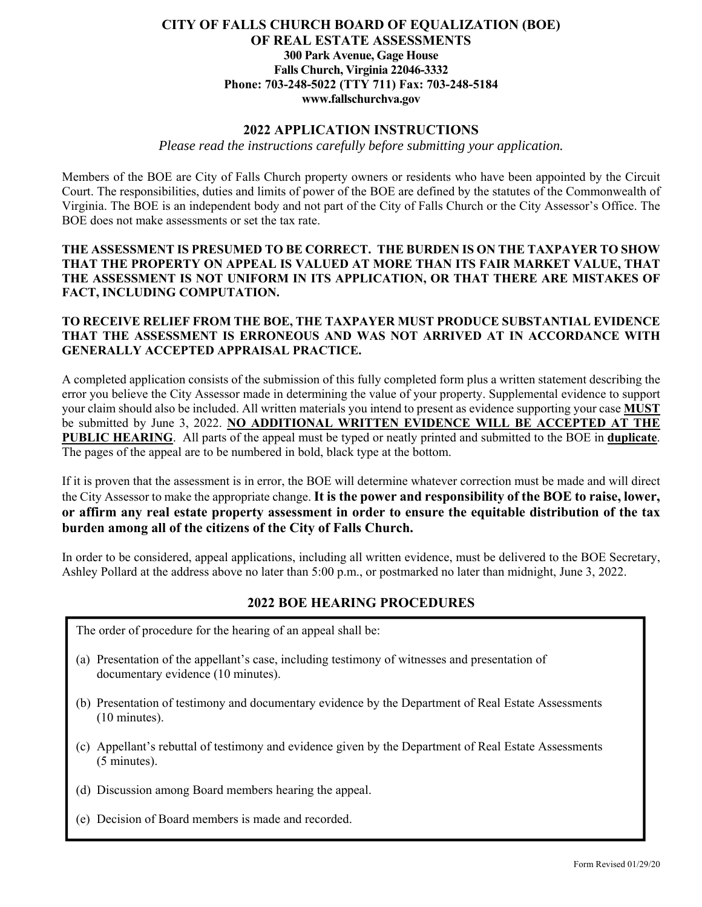# CITY OF FALLS CHURCH BOARD OF EQUALIZATION (BOE) OF REAL ESTATE ASSESSMENTS

**300 Park Avenue, Gage House**
**Falls Church, Virginia 22046-3332**
**Phone: 703-248-5022 (TTY 711) Fax: 703-248-5184**
**www.fallschurchva.gov**

## 2022 APPLICATION INSTRUCTIONS

*Please read the instructions carefully before submitting your application.*

Members of the BOE are City of Falls Church property owners or residents who have been appointed by the Circuit Court. The responsibilities, duties and limits of power of the BOE are defined by the statutes of the Commonwealth of Virginia. The BOE is an independent body and not part of the City of Falls Church or the City Assessor's Office. The BOE does not make assessments or set the tax rate.

**THE ASSESSMENT IS PRESUMED TO BE CORRECT. THE BURDEN IS ON THE TAXPAYER TO SHOW THAT THE PROPERTY ON APPEAL IS VALUED AT MORE THAN ITS FAIR MARKET VALUE, THAT THE ASSESSMENT IS NOT UNIFORM IN ITS APPLICATION, OR THAT THERE ARE MISTAKES OF FACT, INCLUDING COMPUTATION.**

**TO RECEIVE RELIEF FROM THE BOE, THE TAXPAYER MUST PRODUCE SUBSTANTIAL EVIDENCE THAT THE ASSESSMENT IS ERRONEOUS AND WAS NOT ARRIVED AT IN ACCORDANCE WITH GENERALLY ACCEPTED APPRAISAL PRACTICE.**

A completed application consists of the submission of this fully completed form plus a written statement describing the error you believe the City Assessor made in determining the value of your property. Supplemental evidence to support your claim should also be included. All written materials you intend to present as evidence supporting your case **MUST** be submitted by June 3, 2022. **NO ADDITIONAL WRITTEN EVIDENCE WILL BE ACCEPTED AT THE PUBLIC HEARING**. All parts of the appeal must be typed or neatly printed and submitted to the BOE in **duplicate**. The pages of the appeal are to be numbered in bold, black type at the bottom.

If it is proven that the assessment is in error, the BOE will determine whatever correction must be made and will direct the City Assessor to make the appropriate change. **It is the power and responsibility of the BOE to raise, lower, or affirm any real estate property assessment in order to ensure the equitable distribution of the tax burden among all of the citizens of the City of Falls Church.**

In order to be considered, appeal applications, including all written evidence, must be delivered to the BOE Secretary, Ashley Pollard at the address above no later than 5:00 p.m., or postmarked no later than midnight, June 3, 2022.

## 2022 BOE HEARING PROCEDURES

The order of procedure for the hearing of an appeal shall be:

(a) Presentation of the appellant's case, including testimony of witnesses and presentation of documentary evidence (10 minutes).

(b) Presentation of testimony and documentary evidence by the Department of Real Estate Assessments (10 minutes).

(c) Appellant's rebuttal of testimony and evidence given by the Department of Real Estate Assessments (5 minutes).

(d) Discussion among Board members hearing the appeal.

(e) Decision of Board members is made and recorded.

Form Revised 01/29/20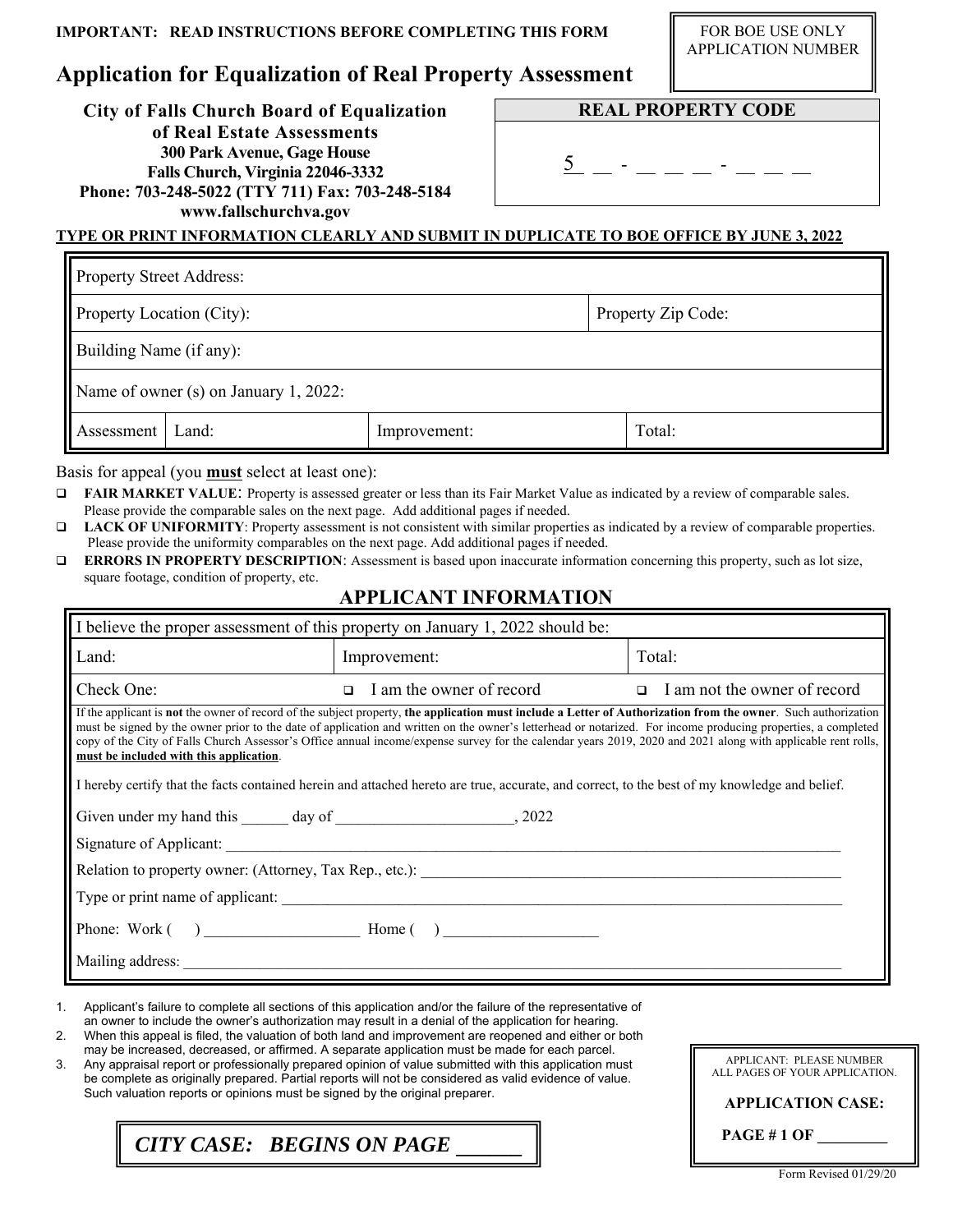**IMPORTANT: READ INSTRUCTIONS BEFORE COMPLETING THIS FORM**

| FOR BOE USE ONLY APPLICATION NUMBER |
|---|
| |

# Application for Equalization of Real Property Assessment

**City of Falls Church Board of Equalization of Real Estate Assessments**
**300 Park Avenue, Gage House**
**Falls Church, Virginia 22046-3332**
**Phone: 703-248-5022 (TTY 711) Fax: 703-248-5184**
**www.fallschurchva.gov**

| REAL PROPERTY CODE |
|---|
| 5 __ - __ __ __ - __ __ __ |

**TYPE OR PRINT INFORMATION CLEARLY AND SUBMIT IN DUPLICATE TO BOE OFFICE BY JUNE 3, 2022**

| Property Street Address: | | |
|---|---|---|
| Property Location (City): | | Property Zip Code: |
| Building Name (if any): | | |
| Name of owner (s) on January 1, 2022: | | |
| Assessment Land: | Improvement: | Total: |

Basis for appeal (you **must** select at least one):

- ☐ **FAIR MARKET VALUE**: Property is assessed greater or less than its Fair Market Value as indicated by a review of comparable sales. Please provide the comparable sales on the next page. Add additional pages if needed.
- ☐ **LACK OF UNIFORMITY**: Property assessment is not consistent with similar properties as indicated by a review of comparable properties. Please provide the uniformity comparables on the next page. Add additional pages if needed.
- ☐ **ERRORS IN PROPERTY DESCRIPTION**: Assessment is based upon inaccurate information concerning this property, such as lot size, square footage, condition of property, etc.

## APPLICANT INFORMATION

| I believe the proper assessment of this property on January 1, 2022 should be: | | |
|---|---|---|
| Land: | Improvement: | Total: |
| Check One: | ☐ I am the owner of record | ☐ I am not the owner of record |

If the applicant is **not** the owner of record of the subject property, **the application must include a Letter of Authorization from the owner**. Such authorization must be signed by the owner prior to the date of application and written on the owner's letterhead or notarized. For income producing properties, a completed copy of the City of Falls Church Assessor's Office annual income/expense survey for the calendar years 2019, 2020 and 2021 along with applicable rent rolls, **must be included with this application**.

I hereby certify that the facts contained herein and attached hereto are true, accurate, and correct, to the best of my knowledge and belief.

Given under my hand this ______ day of ______________________, 2022

Signature of Applicant: ____________________________________________

Relation to property owner: (Attorney, Tax Rep., etc.): ____________________________________________

Type or print name of applicant: ____________________________________________

Phone: Work ( ) ____________________ Home ( ) ____________________

Mailing address: ____________________________________________

1. Applicant's failure to complete all sections of this application and/or the failure of the representative of an owner to include the owner's authorization may result in a denial of the application for hearing.
2. When this appeal is filed, the valuation of both land and improvement are reopened and either or both may be increased, decreased, or affirmed. A separate application must be made for each parcel.
3. Any appraisal report or professionally prepared opinion of value submitted with this application must be complete as originally prepared. Partial reports will not be considered as valid evidence of value. Such valuation reports or opinions must be signed by the original preparer.

***CITY CASE: BEGINS ON PAGE ______***

APPLICANT: PLEASE NUMBER ALL PAGES OF YOUR APPLICATION.

**APPLICATION CASE:**

**PAGE # 1 OF ________**

Form Revised 01/29/20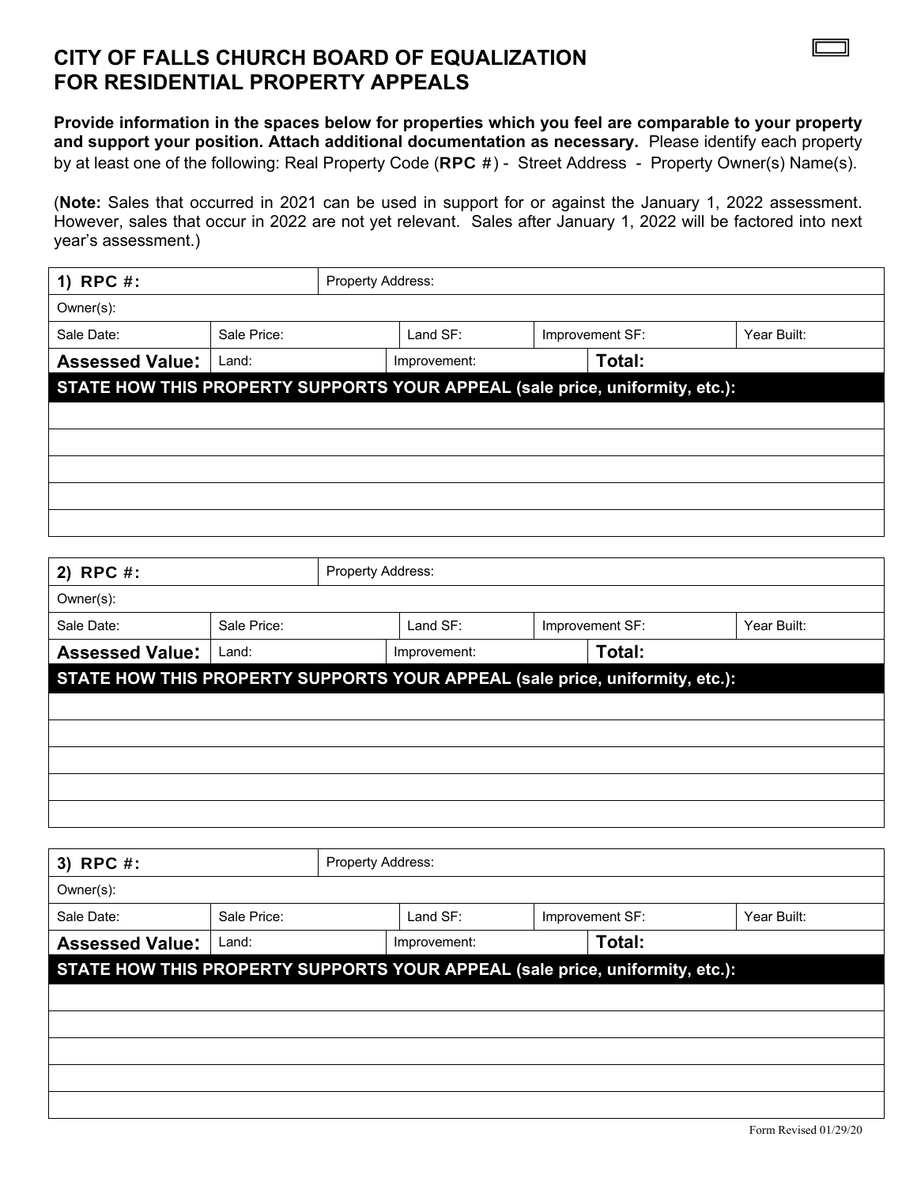# CITY OF FALLS CHURCH BOARD OF EQUALIZATION FOR RESIDENTIAL PROPERTY APPEALS

**Provide information in the spaces below for properties which you feel are comparable to your property and support your position. Attach additional documentation as necessary.** Please identify each property by at least one of the following: Real Property Code (**RPC #**) - Street Address - Property Owner(s) Name(s).

(**Note:** Sales that occurred in 2021 can be used in support for or against the January 1, 2022 assessment. However, sales that occur in 2022 are not yet relevant. Sales after January 1, 2022 will be factored into next year's assessment.)

| | | | | |
|---|---|---|---|---|
| **1) RPC #:** | Property Address: | | | |
| Owner(s): | | | | |
| Sale Date: | Sale Price: | Land SF: | Improvement SF: | Year Built: |
| **Assessed Value:** | Land: | Improvement: | **Total:** | |
| **STATE HOW THIS PROPERTY SUPPORTS YOUR APPEAL (sale price, uniformity, etc.):** | | | | |
| | | | | |
| | | | | |
| | | | | |
| | | | | |
| | | | | |

| | | | | |
|---|---|---|---|---|
| **2) RPC #:** | Property Address: | | | |
| Owner(s): | | | | |
| Sale Date: | Sale Price: | Land SF: | Improvement SF: | Year Built: |
| **Assessed Value:** | Land: | Improvement: | **Total:** | |
| **STATE HOW THIS PROPERTY SUPPORTS YOUR APPEAL (sale price, uniformity, etc.):** | | | | |
| | | | | |
| | | | | |
| | | | | |
| | | | | |
| | | | | |

| | | | | |
|---|---|---|---|---|
| **3) RPC #:** | Property Address: | | | |
| Owner(s): | | | | |
| Sale Date: | Sale Price: | Land SF: | Improvement SF: | Year Built: |
| **Assessed Value:** | Land: | Improvement: | **Total:** | |
| **STATE HOW THIS PROPERTY SUPPORTS YOUR APPEAL (sale price, uniformity, etc.):** | | | | |
| | | | | |
| | | | | |
| | | | | |
| | | | | |
| | | | | |

Form Revised 01/29/20